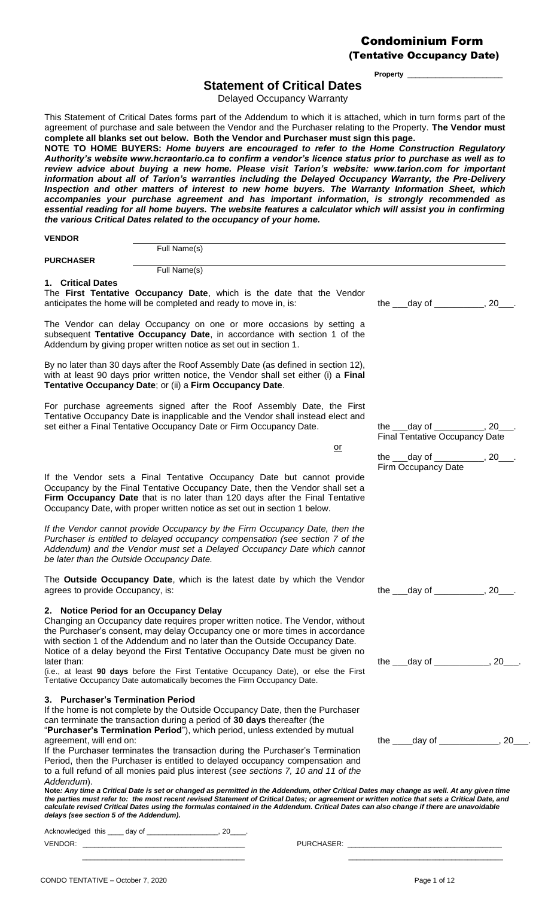# Condominium Form
## (Tentative Occupancy Date)

**Property** _____________________

## Statement of Critical Dates

Delayed Occupancy Warranty

This Statement of Critical Dates forms part of the Addendum to which it is attached, which in turn forms part of the agreement of purchase and sale between the Vendor and the Purchaser relating to the Property. **The Vendor must complete all blanks set out below. Both the Vendor and Purchaser must sign this page.**

**NOTE TO HOME BUYERS:** ***Home buyers are encouraged to refer to the Home Construction Regulatory Authority's website www.hcraontario.ca to confirm a vendor's licence status prior to purchase as well as to review advice about buying a new home. Please visit Tarion's website: www.tarion.com for important information about all of Tarion's warranties including the Delayed Occupancy Warranty, the Pre-Delivery Inspection and other matters of interest to new home buyers. The Warranty Information Sheet, which accompanies your purchase agreement and has important information, is strongly recommended as essential reading for all home buyers. The website features a calculator which will assist you in confirming the various Critical Dates related to the occupancy of your home.***

**VENDOR** ______________________________________________
Full Name(s)

**PURCHASER** ______________________________________________
Full Name(s)

**1. Critical Dates**

The **First Tentative Occupancy Date**, which is the date that the Vendor anticipates the home will be completed and ready to move in, is: the ___day of __________, 20___.

The Vendor can delay Occupancy on one or more occasions by setting a subsequent **Tentative Occupancy Date**, in accordance with section 1 of the Addendum by giving proper written notice as set out in section 1.

By no later than 30 days after the Roof Assembly Date (as defined in section 12), with at least 90 days prior written notice, the Vendor shall set either (i) a **Final Tentative Occupancy Date**; or (ii) a **Firm Occupancy Date**.

For purchase agreements signed after the Roof Assembly Date, the First Tentative Occupancy Date is inapplicable and the Vendor shall instead elect and set either a Final Tentative Occupancy Date or Firm Occupancy Date. the ___day of __________, 20___.
Final Tentative Occupancy Date

<u>or</u>

the ___day of __________, 20___.
Firm Occupancy Date

If the Vendor sets a Final Tentative Occupancy Date but cannot provide Occupancy by the Final Tentative Occupancy Date, then the Vendor shall set a **Firm Occupancy Date** that is no later than 120 days after the Final Tentative Occupancy Date, with proper written notice as set out in section 1 below.

*If the Vendor cannot provide Occupancy by the Firm Occupancy Date, then the Purchaser is entitled to delayed occupancy compensation (see section 7 of the Addendum) and the Vendor must set a Delayed Occupancy Date which cannot be later than the Outside Occupancy Date.*

The **Outside Occupancy Date**, which is the latest date by which the Vendor agrees to provide Occupancy, is: the ___day of __________, 20___.

**2. Notice Period for an Occupancy Delay**

Changing an Occupancy date requires proper written notice. The Vendor, without the Purchaser's consent, may delay Occupancy one or more times in accordance with section 1 of the Addendum and no later than the Outside Occupancy Date. Notice of a delay beyond the First Tentative Occupancy Date must be given no later than: the ___day of ___________, 20___.
(i.e., at least **90 days** before the First Tentative Occupancy Date), or else the First Tentative Occupancy Date automatically becomes the Firm Occupancy Date.

**3. Purchaser's Termination Period**

If the home is not complete by the Outside Occupancy Date, then the Purchaser can terminate the transaction during a period of **30 days** thereafter (the "**Purchaser's Termination Period**"), which period, unless extended by mutual agreement, will end on: the ____day of ____________, 20___.

If the Purchaser terminates the transaction during the Purchaser's Termination Period, then the Purchaser is entitled to delayed occupancy compensation and to a full refund of all monies paid plus interest (*see sections 7, 10 and 11 of the Addendum*).

**Note*****: Any time a Critical Date is set or changed as permitted in the Addendum, other Critical Dates may change as well. At any given time the parties must refer to: the most recent revised Statement of Critical Dates; or agreement or written notice that sets a Critical Date, and calculate revised Critical Dates using the formulas contained in the Addendum. Critical Dates can also change if there are unavoidable delays (see section 5 of the Addendum).***

Acknowledged this ____ day of _________________, 20____.

VENDOR: ______________________________________ PURCHASER: ______________________________________

CONDO TENTATIVE – October 7, 2020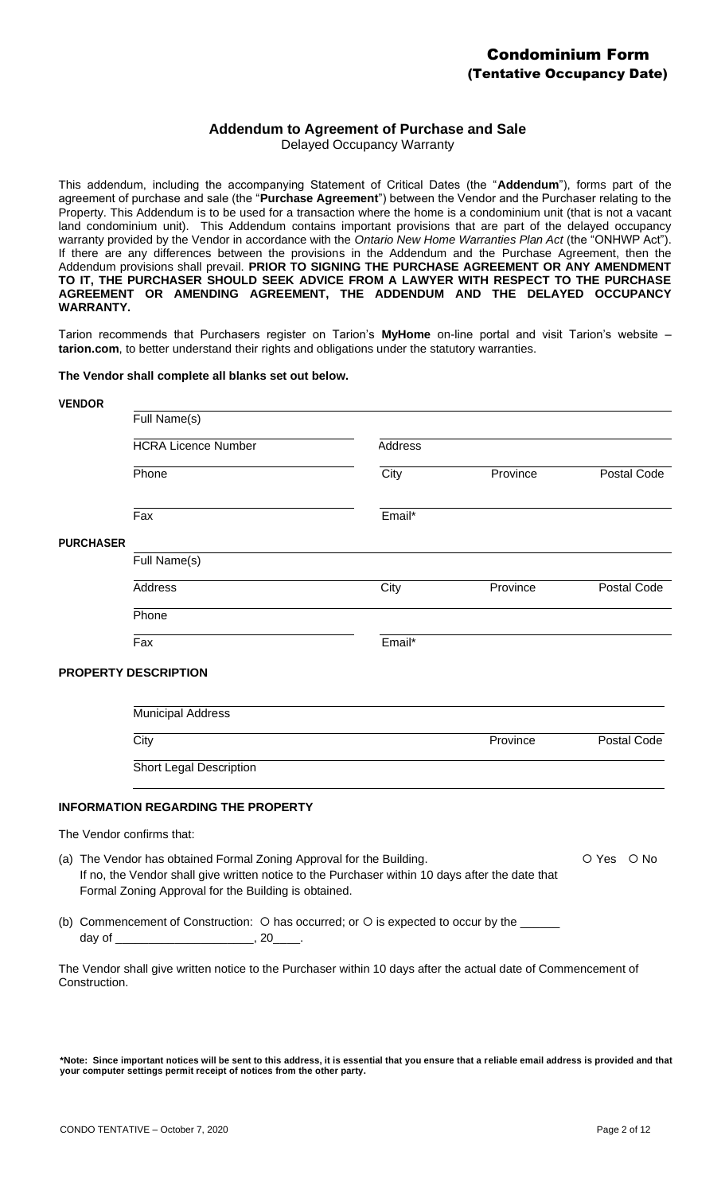# Condominium Form
## (Tentative Occupancy Date)

### Addendum to Agreement of Purchase and Sale

Delayed Occupancy Warranty

This addendum, including the accompanying Statement of Critical Dates (the "**Addendum**"), forms part of the agreement of purchase and sale (the "**Purchase Agreement**") between the Vendor and the Purchaser relating to the Property. This Addendum is to be used for a transaction where the home is a condominium unit (that is not a vacant land condominium unit). This Addendum contains important provisions that are part of the delayed occupancy warranty provided by the Vendor in accordance with the *Ontario New Home Warranties Plan Act* (the "ONHWP Act"). If there are any differences between the provisions in the Addendum and the Purchase Agreement, then the Addendum provisions shall prevail. **PRIOR TO SIGNING THE PURCHASE AGREEMENT OR ANY AMENDMENT TO IT, THE PURCHASER SHOULD SEEK ADVICE FROM A LAWYER WITH RESPECT TO THE PURCHASE AGREEMENT OR AMENDING AGREEMENT, THE ADDENDUM AND THE DELAYED OCCUPANCY WARRANTY.**

Tarion recommends that Purchasers register on Tarion's **MyHome** on-line portal and visit Tarion's website – **tarion.com**, to better understand their rights and obligations under the statutory warranties.

**The Vendor shall complete all blanks set out below.**

**VENDOR**

Full Name(s) ______________________________

HCRA Licence Number ______________ Address ______________________________

Phone ______________ City ______________ Province ______________ Postal Code ______________

Fax ______________ Email* ______________________________

**PURCHASER**

Full Name(s) ______________________________

Address ______________ City ______________ Province ______________ Postal Code ______________

Phone ______________________________

Fax ______________ Email* ______________________________

**PROPERTY DESCRIPTION**

Municipal Address ______________________________

City ______________ Province ______________ Postal Code ______________

Short Legal Description ______________________________

______________________________

**INFORMATION REGARDING THE PROPERTY**

The Vendor confirms that:

(a) The Vendor has obtained Formal Zoning Approval for the Building. ○ Yes ○ No
If no, the Vendor shall give written notice to the Purchaser within 10 days after the date that Formal Zoning Approval for the Building is obtained.

(b) Commencement of Construction: ○ has occurred; or ○ is expected to occur by the ______ day of ____________________, 20____.

The Vendor shall give written notice to the Purchaser within 10 days after the actual date of Commencement of Construction.

**\*Note: Since important notices will be sent to this address, it is essential that you ensure that a reliable email address is provided and that your computer settings permit receipt of notices from the other party.**

CONDO TENTATIVE – October 7, 2020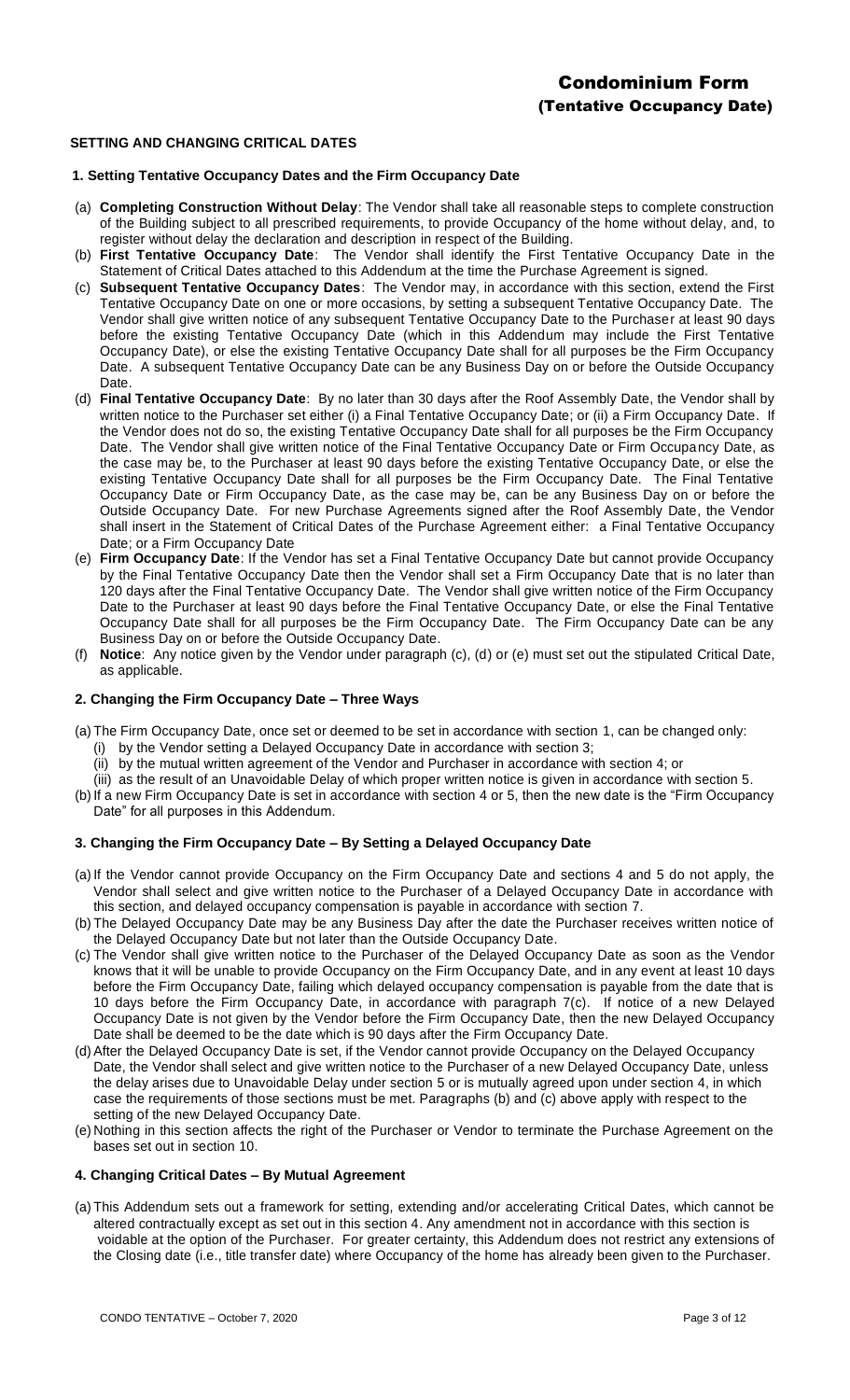# Condominium Form
## (Tentative Occupancy Date)

### SETTING AND CHANGING CRITICAL DATES

#### 1. Setting Tentative Occupancy Dates and the Firm Occupancy Date

(a) **Completing Construction Without Delay**: The Vendor shall take all reasonable steps to complete construction of the Building subject to all prescribed requirements, to provide Occupancy of the home without delay, and, to register without delay the declaration and description in respect of the Building.

(b) **First Tentative Occupancy Date**: The Vendor shall identify the First Tentative Occupancy Date in the Statement of Critical Dates attached to this Addendum at the time the Purchase Agreement is signed.

(c) **Subsequent Tentative Occupancy Dates**: The Vendor may, in accordance with this section, extend the First Tentative Occupancy Date on one or more occasions, by setting a subsequent Tentative Occupancy Date. The Vendor shall give written notice of any subsequent Tentative Occupancy Date to the Purchaser at least 90 days before the existing Tentative Occupancy Date (which in this Addendum may include the First Tentative Occupancy Date), or else the existing Tentative Occupancy Date shall for all purposes be the Firm Occupancy Date. A subsequent Tentative Occupancy Date can be any Business Day on or before the Outside Occupancy Date.

(d) **Final Tentative Occupancy Date**: By no later than 30 days after the Roof Assembly Date, the Vendor shall by written notice to the Purchaser set either (i) a Final Tentative Occupancy Date; or (ii) a Firm Occupancy Date. If the Vendor does not do so, the existing Tentative Occupancy Date shall for all purposes be the Firm Occupancy Date. The Vendor shall give written notice of the Final Tentative Occupancy Date or Firm Occupancy Date, as the case may be, to the Purchaser at least 90 days before the existing Tentative Occupancy Date, or else the existing Tentative Occupancy Date shall for all purposes be the Firm Occupancy Date. The Final Tentative Occupancy Date or Firm Occupancy Date, as the case may be, can be any Business Day on or before the Outside Occupancy Date. For new Purchase Agreements signed after the Roof Assembly Date, the Vendor shall insert in the Statement of Critical Dates of the Purchase Agreement either: a Final Tentative Occupancy Date; or a Firm Occupancy Date

(e) **Firm Occupancy Date**: If the Vendor has set a Final Tentative Occupancy Date but cannot provide Occupancy by the Final Tentative Occupancy Date then the Vendor shall set a Firm Occupancy Date that is no later than 120 days after the Final Tentative Occupancy Date. The Vendor shall give written notice of the Firm Occupancy Date to the Purchaser at least 90 days before the Final Tentative Occupancy Date, or else the Final Tentative Occupancy Date shall for all purposes be the Firm Occupancy Date. The Firm Occupancy Date can be any Business Day on or before the Outside Occupancy Date.

(f) **Notice**: Any notice given by the Vendor under paragraph (c), (d) or (e) must set out the stipulated Critical Date, as applicable.

#### 2. Changing the Firm Occupancy Date – Three Ways

(a) The Firm Occupancy Date, once set or deemed to be set in accordance with section 1, can be changed only:
   (i) by the Vendor setting a Delayed Occupancy Date in accordance with section 3;
   (ii) by the mutual written agreement of the Vendor and Purchaser in accordance with section 4; or
   (iii) as the result of an Unavoidable Delay of which proper written notice is given in accordance with section 5.

(b) If a new Firm Occupancy Date is set in accordance with section 4 or 5, then the new date is the "Firm Occupancy Date" for all purposes in this Addendum.

#### 3. Changing the Firm Occupancy Date – By Setting a Delayed Occupancy Date

(a) If the Vendor cannot provide Occupancy on the Firm Occupancy Date and sections 4 and 5 do not apply, the Vendor shall select and give written notice to the Purchaser of a Delayed Occupancy Date in accordance with this section, and delayed occupancy compensation is payable in accordance with section 7.

(b) The Delayed Occupancy Date may be any Business Day after the date the Purchaser receives written notice of the Delayed Occupancy Date but not later than the Outside Occupancy Date.

(c) The Vendor shall give written notice to the Purchaser of the Delayed Occupancy Date as soon as the Vendor knows that it will be unable to provide Occupancy on the Firm Occupancy Date, and in any event at least 10 days before the Firm Occupancy Date, failing which delayed occupancy compensation is payable from the date that is 10 days before the Firm Occupancy Date, in accordance with paragraph 7(c). If notice of a new Delayed Occupancy Date is not given by the Vendor before the Firm Occupancy Date, then the new Delayed Occupancy Date shall be deemed to be the date which is 90 days after the Firm Occupancy Date.

(d) After the Delayed Occupancy Date is set, if the Vendor cannot provide Occupancy on the Delayed Occupancy Date, the Vendor shall select and give written notice to the Purchaser of a new Delayed Occupancy Date, unless the delay arises due to Unavoidable Delay under section 5 or is mutually agreed upon under section 4, in which case the requirements of those sections must be met. Paragraphs (b) and (c) above apply with respect to the setting of the new Delayed Occupancy Date.

(e) Nothing in this section affects the right of the Purchaser or Vendor to terminate the Purchase Agreement on the bases set out in section 10.

#### 4. Changing Critical Dates – By Mutual Agreement

(a) This Addendum sets out a framework for setting, extending and/or accelerating Critical Dates, which cannot be altered contractually except as set out in this section 4. Any amendment not in accordance with this section is voidable at the option of the Purchaser. For greater certainty, this Addendum does not restrict any extensions of the Closing date (i.e., title transfer date) where Occupancy of the home has already been given to the Purchaser.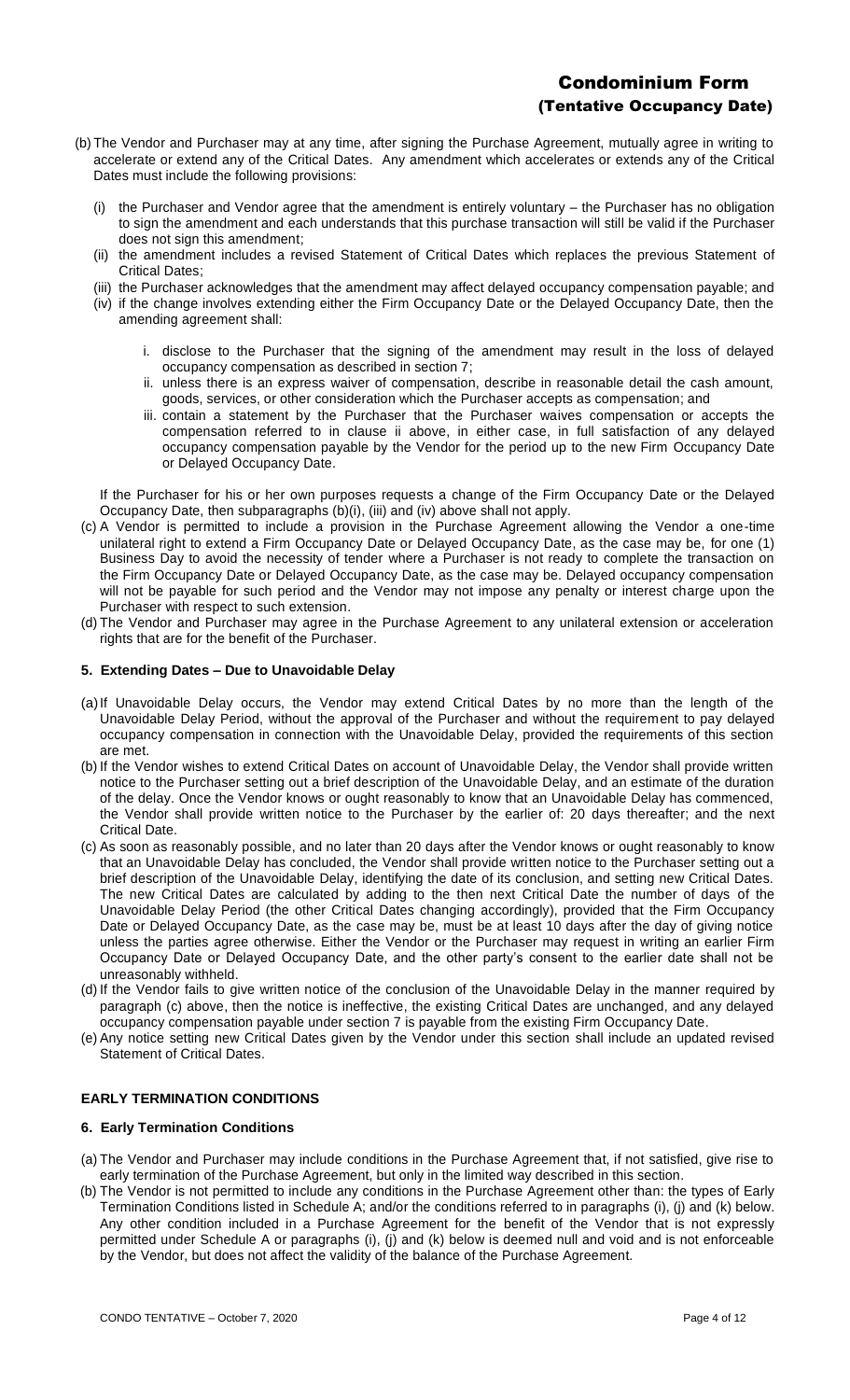(b) The Vendor and Purchaser may at any time, after signing the Purchase Agreement, mutually agree in writing to accelerate or extend any of the Critical Dates. Any amendment which accelerates or extends any of the Critical Dates must include the following provisions:

- (i) the Purchaser and Vendor agree that the amendment is entirely voluntary – the Purchaser has no obligation to sign the amendment and each understands that this purchase transaction will still be valid if the Purchaser does not sign this amendment;
- (ii) the amendment includes a revised Statement of Critical Dates which replaces the previous Statement of Critical Dates;
- (iii) the Purchaser acknowledges that the amendment may affect delayed occupancy compensation payable; and
- (iv) if the change involves extending either the Firm Occupancy Date or the Delayed Occupancy Date, then the amending agreement shall:
  - i. disclose to the Purchaser that the signing of the amendment may result in the loss of delayed occupancy compensation as described in section 7;
  - ii. unless there is an express waiver of compensation, describe in reasonable detail the cash amount, goods, services, or other consideration which the Purchaser accepts as compensation; and
  - iii. contain a statement by the Purchaser that the Purchaser waives compensation or accepts the compensation referred to in clause ii above, in either case, in full satisfaction of any delayed occupancy compensation payable by the Vendor for the period up to the new Firm Occupancy Date or Delayed Occupancy Date.

If the Purchaser for his or her own purposes requests a change of the Firm Occupancy Date or the Delayed Occupancy Date, then subparagraphs (b)(i), (iii) and (iv) above shall not apply.

(c) A Vendor is permitted to include a provision in the Purchase Agreement allowing the Vendor a one-time unilateral right to extend a Firm Occupancy Date or Delayed Occupancy Date, as the case may be, for one (1) Business Day to avoid the necessity of tender where a Purchaser is not ready to complete the transaction on the Firm Occupancy Date or Delayed Occupancy Date, as the case may be. Delayed occupancy compensation will not be payable for such period and the Vendor may not impose any penalty or interest charge upon the Purchaser with respect to such extension.

(d) The Vendor and Purchaser may agree in the Purchase Agreement to any unilateral extension or acceleration rights that are for the benefit of the Purchaser.

### 5. Extending Dates – Due to Unavoidable Delay

(a) If Unavoidable Delay occurs, the Vendor may extend Critical Dates by no more than the length of the Unavoidable Delay Period, without the approval of the Purchaser and without the requirement to pay delayed occupancy compensation in connection with the Unavoidable Delay, provided the requirements of this section are met.

(b) If the Vendor wishes to extend Critical Dates on account of Unavoidable Delay, the Vendor shall provide written notice to the Purchaser setting out a brief description of the Unavoidable Delay, and an estimate of the duration of the delay. Once the Vendor knows or ought reasonably to know that an Unavoidable Delay has commenced, the Vendor shall provide written notice to the Purchaser by the earlier of: 20 days thereafter; and the next Critical Date.

(c) As soon as reasonably possible, and no later than 20 days after the Vendor knows or ought reasonably to know that an Unavoidable Delay has concluded, the Vendor shall provide written notice to the Purchaser setting out a brief description of the Unavoidable Delay, identifying the date of its conclusion, and setting new Critical Dates. The new Critical Dates are calculated by adding to the then next Critical Date the number of days of the Unavoidable Delay Period (the other Critical Dates changing accordingly), provided that the Firm Occupancy Date or Delayed Occupancy Date, as the case may be, must be at least 10 days after the day of giving notice unless the parties agree otherwise. Either the Vendor or the Purchaser may request in writing an earlier Firm Occupancy Date or Delayed Occupancy Date, and the other party's consent to the earlier date shall not be unreasonably withheld.

(d) If the Vendor fails to give written notice of the conclusion of the Unavoidable Delay in the manner required by paragraph (c) above, then the notice is ineffective, the existing Critical Dates are unchanged, and any delayed occupancy compensation payable under section 7 is payable from the existing Firm Occupancy Date.

(e) Any notice setting new Critical Dates given by the Vendor under this section shall include an updated revised Statement of Critical Dates.

## EARLY TERMINATION CONDITIONS

### 6. Early Termination Conditions

(a) The Vendor and Purchaser may include conditions in the Purchase Agreement that, if not satisfied, give rise to early termination of the Purchase Agreement, but only in the limited way described in this section.

(b) The Vendor is not permitted to include any conditions in the Purchase Agreement other than: the types of Early Termination Conditions listed in Schedule A; and/or the conditions referred to in paragraphs (i), (j) and (k) below. Any other condition included in a Purchase Agreement for the benefit of the Vendor that is not expressly permitted under Schedule A or paragraphs (i), (j) and (k) below is deemed null and void and is not enforceable by the Vendor, but does not affect the validity of the balance of the Purchase Agreement.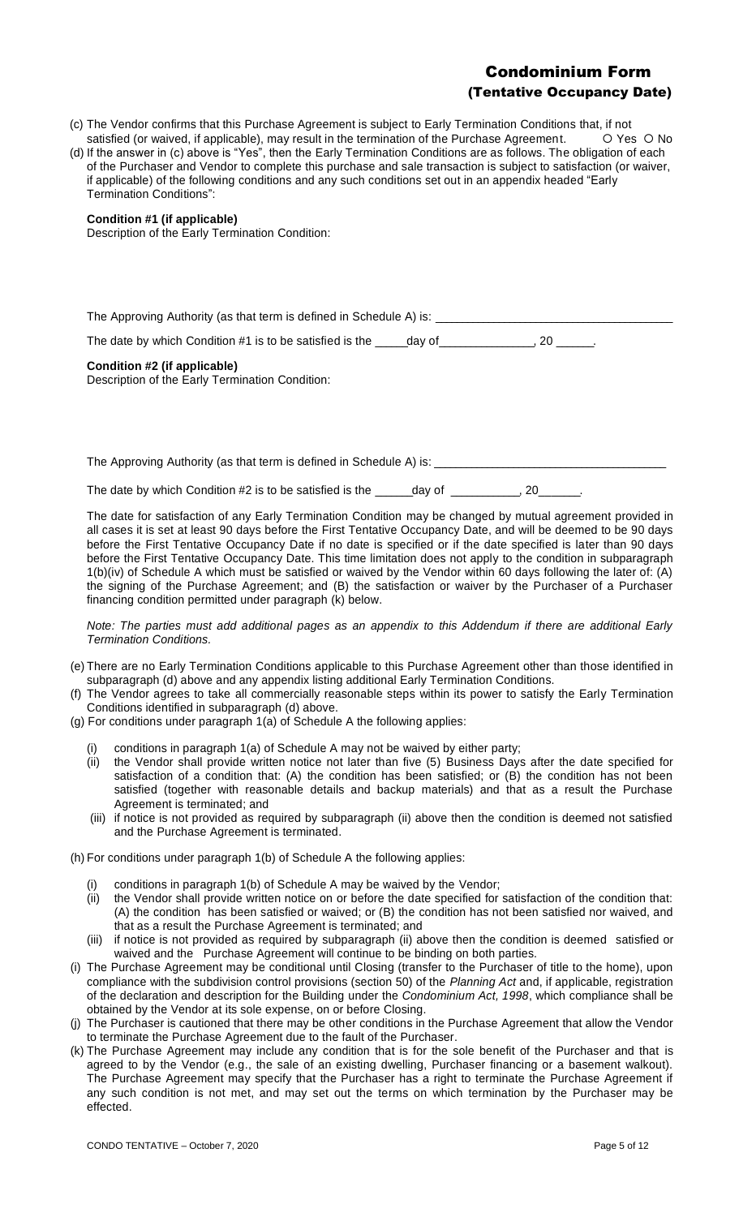# Condominium Form
## (Tentative Occupancy Date)

(c) The Vendor confirms that this Purchase Agreement is subject to Early Termination Conditions that, if not satisfied (or waived, if applicable), may result in the termination of the Purchase Agreement. ○ Yes ○ No

(d) If the answer in (c) above is "Yes", then the Early Termination Conditions are as follows. The obligation of each of the Purchaser and Vendor to complete this purchase and sale transaction is subject to satisfaction (or waiver, if applicable) of the following conditions and any such conditions set out in an appendix headed "Early Termination Conditions":

**Condition #1 (if applicable)**
Description of the Early Termination Condition:

The Approving Authority (as that term is defined in Schedule A) is: ___________________________________

The date by which Condition #1 is to be satisfied is the _____day of______________, 20 ______.

**Condition #2 (if applicable)**
Description of the Early Termination Condition:

The Approving Authority (as that term is defined in Schedule A) is: ___________________________________

The date by which Condition #2 is to be satisfied is the ______day of __________, 20______.

The date for satisfaction of any Early Termination Condition may be changed by mutual agreement provided in all cases it is set at least 90 days before the First Tentative Occupancy Date, and will be deemed to be 90 days before the First Tentative Occupancy Date if no date is specified or if the date specified is later than 90 days before the First Tentative Occupancy Date. This time limitation does not apply to the condition in subparagraph 1(b)(iv) of Schedule A which must be satisfied or waived by the Vendor within 60 days following the later of: (A) the signing of the Purchase Agreement; and (B) the satisfaction or waiver by the Purchaser of a Purchaser financing condition permitted under paragraph (k) below.

*Note: The parties must add additional pages as an appendix to this Addendum if there are additional Early Termination Conditions.*

(e) There are no Early Termination Conditions applicable to this Purchase Agreement other than those identified in subparagraph (d) above and any appendix listing additional Early Termination Conditions.

(f) The Vendor agrees to take all commercially reasonable steps within its power to satisfy the Early Termination Conditions identified in subparagraph (d) above.

(g) For conditions under paragraph 1(a) of Schedule A the following applies:

- (i) conditions in paragraph 1(a) of Schedule A may not be waived by either party;
- (ii) the Vendor shall provide written notice not later than five (5) Business Days after the date specified for satisfaction of a condition that: (A) the condition has been satisfied; or (B) the condition has not been satisfied (together with reasonable details and backup materials) and that as a result the Purchase Agreement is terminated; and
- (iii) if notice is not provided as required by subparagraph (ii) above then the condition is deemed not satisfied and the Purchase Agreement is terminated.

(h) For conditions under paragraph 1(b) of Schedule A the following applies:

- (i) conditions in paragraph 1(b) of Schedule A may be waived by the Vendor;
- (ii) the Vendor shall provide written notice on or before the date specified for satisfaction of the condition that: (A) the condition has been satisfied or waived; or (B) the condition has not been satisfied nor waived, and that as a result the Purchase Agreement is terminated; and
- (iii) if notice is not provided as required by subparagraph (ii) above then the condition is deemed satisfied or waived and the Purchase Agreement will continue to be binding on both parties.

(i) The Purchase Agreement may be conditional until Closing (transfer to the Purchaser of title to the home), upon compliance with the subdivision control provisions (section 50) of the *Planning Act* and, if applicable, registration of the declaration and description for the Building under the *Condominium Act, 1998*, which compliance shall be obtained by the Vendor at its sole expense, on or before Closing.

(j) The Purchaser is cautioned that there may be other conditions in the Purchase Agreement that allow the Vendor to terminate the Purchase Agreement due to the fault of the Purchaser.

(k) The Purchase Agreement may include any condition that is for the sole benefit of the Purchaser and that is agreed to by the Vendor (e.g., the sale of an existing dwelling, Purchaser financing or a basement walkout). The Purchase Agreement may specify that the Purchaser has a right to terminate the Purchase Agreement if any such condition is not met, and may set out the terms on which termination by the Purchaser may be effected.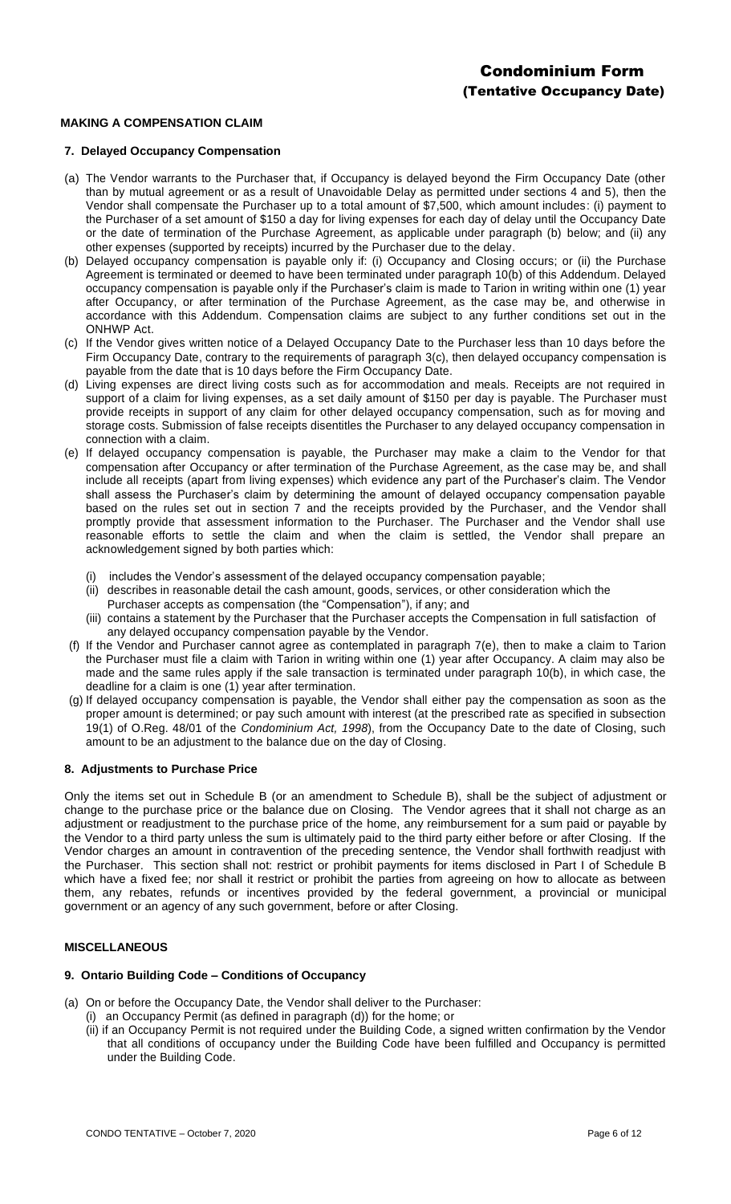## MAKING A COMPENSATION CLAIM

### 7. Delayed Occupancy Compensation

(a) The Vendor warrants to the Purchaser that, if Occupancy is delayed beyond the Firm Occupancy Date (other than by mutual agreement or as a result of Unavoidable Delay as permitted under sections 4 and 5), then the Vendor shall compensate the Purchaser up to a total amount of $7,500, which amount includes: (i) payment to the Purchaser of a set amount of $150 a day for living expenses for each day of delay until the Occupancy Date or the date of termination of the Purchase Agreement, as applicable under paragraph (b) below; and (ii) any other expenses (supported by receipts) incurred by the Purchaser due to the delay.

(b) Delayed occupancy compensation is payable only if: (i) Occupancy and Closing occurs; or (ii) the Purchase Agreement is terminated or deemed to have been terminated under paragraph 10(b) of this Addendum. Delayed occupancy compensation is payable only if the Purchaser's claim is made to Tarion in writing within one (1) year after Occupancy, or after termination of the Purchase Agreement, as the case may be, and otherwise in accordance with this Addendum. Compensation claims are subject to any further conditions set out in the ONHWP Act.

(c) If the Vendor gives written notice of a Delayed Occupancy Date to the Purchaser less than 10 days before the Firm Occupancy Date, contrary to the requirements of paragraph 3(c), then delayed occupancy compensation is payable from the date that is 10 days before the Firm Occupancy Date.

(d) Living expenses are direct living costs such as for accommodation and meals. Receipts are not required in support of a claim for living expenses, as a set daily amount of $150 per day is payable. The Purchaser must provide receipts in support of any claim for other delayed occupancy compensation, such as for moving and storage costs. Submission of false receipts disentitles the Purchaser to any delayed occupancy compensation in connection with a claim.

(e) If delayed occupancy compensation is payable, the Purchaser may make a claim to the Vendor for that compensation after Occupancy or after termination of the Purchase Agreement, as the case may be, and shall include all receipts (apart from living expenses) which evidence any part of the Purchaser's claim. The Vendor shall assess the Purchaser's claim by determining the amount of delayed occupancy compensation payable based on the rules set out in section 7 and the receipts provided by the Purchaser, and the Vendor shall promptly provide that assessment information to the Purchaser. The Purchaser and the Vendor shall use reasonable efforts to settle the claim and when the claim is settled, the Vendor shall prepare an acknowledgement signed by both parties which:

   (i) includes the Vendor's assessment of the delayed occupancy compensation payable;
   (ii) describes in reasonable detail the cash amount, goods, services, or other consideration which the Purchaser accepts as compensation (the "Compensation"), if any; and
   (iii) contains a statement by the Purchaser that the Purchaser accepts the Compensation in full satisfaction of any delayed occupancy compensation payable by the Vendor.

(f) If the Vendor and Purchaser cannot agree as contemplated in paragraph 7(e), then to make a claim to Tarion the Purchaser must file a claim with Tarion in writing within one (1) year after Occupancy. A claim may also be made and the same rules apply if the sale transaction is terminated under paragraph 10(b), in which case, the deadline for a claim is one (1) year after termination.

(g) If delayed occupancy compensation is payable, the Vendor shall either pay the compensation as soon as the proper amount is determined; or pay such amount with interest (at the prescribed rate as specified in subsection 19(1) of O.Reg. 48/01 of the *Condominium Act, 1998*), from the Occupancy Date to the date of Closing, such amount to be an adjustment to the balance due on the day of Closing.

### 8. Adjustments to Purchase Price

Only the items set out in Schedule B (or an amendment to Schedule B), shall be the subject of adjustment or change to the purchase price or the balance due on Closing. The Vendor agrees that it shall not charge as an adjustment or readjustment to the purchase price of the home, any reimbursement for a sum paid or payable by the Vendor to a third party unless the sum is ultimately paid to the third party either before or after Closing. If the Vendor charges an amount in contravention of the preceding sentence, the Vendor shall forthwith readjust with the Purchaser. This section shall not: restrict or prohibit payments for items disclosed in Part I of Schedule B which have a fixed fee; nor shall it restrict or prohibit the parties from agreeing on how to allocate as between them, any rebates, refunds or incentives provided by the federal government, a provincial or municipal government or an agency of any such government, before or after Closing.

## MISCELLANEOUS

### 9. Ontario Building Code – Conditions of Occupancy

(a) On or before the Occupancy Date, the Vendor shall deliver to the Purchaser:
   (i) an Occupancy Permit (as defined in paragraph (d)) for the home; or
   (ii) if an Occupancy Permit is not required under the Building Code, a signed written confirmation by the Vendor that all conditions of occupancy under the Building Code have been fulfilled and Occupancy is permitted under the Building Code.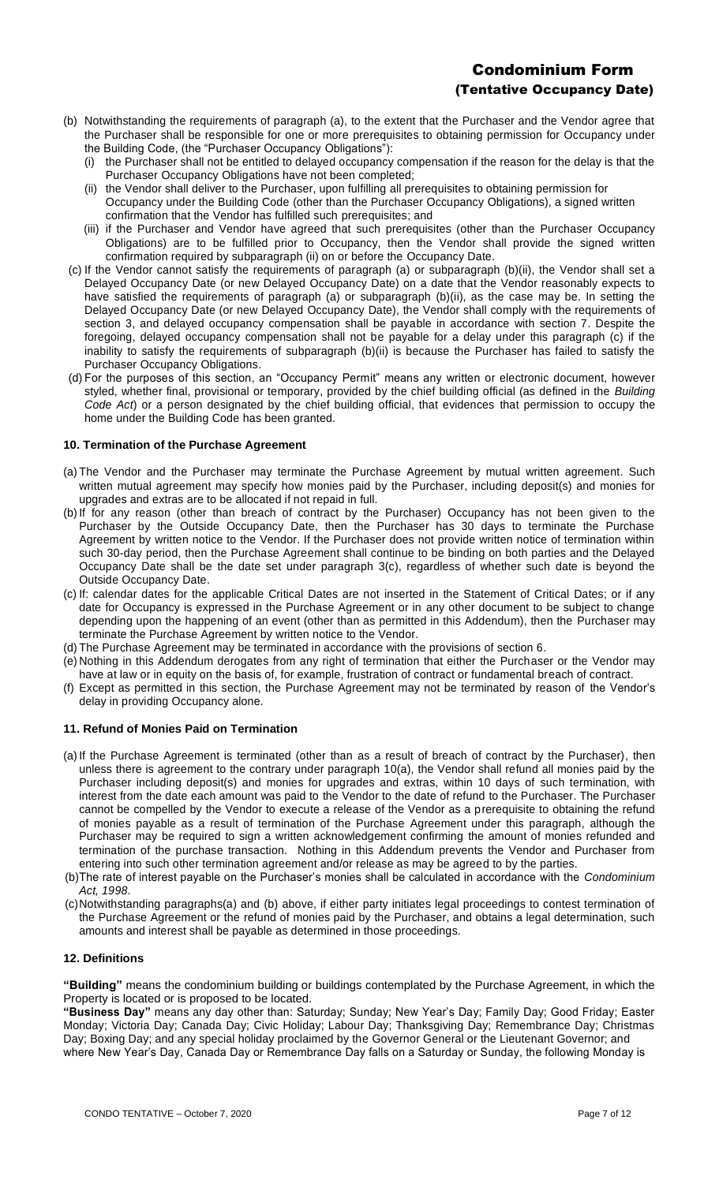# Condominium Form
## (Tentative Occupancy Date)

(b) Notwithstanding the requirements of paragraph (a), to the extent that the Purchaser and the Vendor agree that the Purchaser shall be responsible for one or more prerequisites to obtaining permission for Occupancy under the Building Code, (the "Purchaser Occupancy Obligations"):

   (i) the Purchaser shall not be entitled to delayed occupancy compensation if the reason for the delay is that the Purchaser Occupancy Obligations have not been completed;

   (ii) the Vendor shall deliver to the Purchaser, upon fulfilling all prerequisites to obtaining permission for Occupancy under the Building Code (other than the Purchaser Occupancy Obligations), a signed written confirmation that the Vendor has fulfilled such prerequisites; and

   (iii) if the Purchaser and Vendor have agreed that such prerequisites (other than the Purchaser Occupancy Obligations) are to be fulfilled prior to Occupancy, then the Vendor shall provide the signed written confirmation required by subparagraph (ii) on or before the Occupancy Date.

(c) If the Vendor cannot satisfy the requirements of paragraph (a) or subparagraph (b)(ii), the Vendor shall set a Delayed Occupancy Date (or new Delayed Occupancy Date) on a date that the Vendor reasonably expects to have satisfied the requirements of paragraph (a) or subparagraph (b)(ii), as the case may be. In setting the Delayed Occupancy Date (or new Delayed Occupancy Date), the Vendor shall comply with the requirements of section 3, and delayed occupancy compensation shall be payable in accordance with section 7. Despite the foregoing, delayed occupancy compensation shall not be payable for a delay under this paragraph (c) if the inability to satisfy the requirements of subparagraph (b)(ii) is because the Purchaser has failed to satisfy the Purchaser Occupancy Obligations.

(d) For the purposes of this section, an "Occupancy Permit" means any written or electronic document, however styled, whether final, provisional or temporary, provided by the chief building official (as defined in the *Building Code Act*) or a person designated by the chief building official, that evidences that permission to occupy the home under the Building Code has been granted.

### 10. Termination of the Purchase Agreement

(a) The Vendor and the Purchaser may terminate the Purchase Agreement by mutual written agreement. Such written mutual agreement may specify how monies paid by the Purchaser, including deposit(s) and monies for upgrades and extras are to be allocated if not repaid in full.

(b) If for any reason (other than breach of contract by the Purchaser) Occupancy has not been given to the Purchaser by the Outside Occupancy Date, then the Purchaser has 30 days to terminate the Purchase Agreement by written notice to the Vendor. If the Purchaser does not provide written notice of termination within such 30-day period, then the Purchase Agreement shall continue to be binding on both parties and the Delayed Occupancy Date shall be the date set under paragraph 3(c), regardless of whether such date is beyond the Outside Occupancy Date.

(c) If: calendar dates for the applicable Critical Dates are not inserted in the Statement of Critical Dates; or if any date for Occupancy is expressed in the Purchase Agreement or in any other document to be subject to change depending upon the happening of an event (other than as permitted in this Addendum), then the Purchaser may terminate the Purchase Agreement by written notice to the Vendor.

(d) The Purchase Agreement may be terminated in accordance with the provisions of section 6.

(e) Nothing in this Addendum derogates from any right of termination that either the Purchaser or the Vendor may have at law or in equity on the basis of, for example, frustration of contract or fundamental breach of contract.

(f) Except as permitted in this section, the Purchase Agreement may not be terminated by reason of the Vendor's delay in providing Occupancy alone.

### 11. Refund of Monies Paid on Termination

(a) If the Purchase Agreement is terminated (other than as a result of breach of contract by the Purchaser), then unless there is agreement to the contrary under paragraph 10(a), the Vendor shall refund all monies paid by the Purchaser including deposit(s) and monies for upgrades and extras, within 10 days of such termination, with interest from the date each amount was paid to the Vendor to the date of refund to the Purchaser. The Purchaser cannot be compelled by the Vendor to execute a release of the Vendor as a prerequisite to obtaining the refund of monies payable as a result of termination of the Purchase Agreement under this paragraph, although the Purchaser may be required to sign a written acknowledgement confirming the amount of monies refunded and termination of the purchase transaction. Nothing in this Addendum prevents the Vendor and Purchaser from entering into such other termination agreement and/or release as may be agreed to by the parties.

(b) The rate of interest payable on the Purchaser's monies shall be calculated in accordance with the *Condominium Act, 1998*.

(c) Notwithstanding paragraphs(a) and (b) above, if either party initiates legal proceedings to contest termination of the Purchase Agreement or the refund of monies paid by the Purchaser, and obtains a legal determination, such amounts and interest shall be payable as determined in those proceedings.

### 12. Definitions

**"Building"** means the condominium building or buildings contemplated by the Purchase Agreement, in which the Property is located or is proposed to be located.

**"Business Day"** means any day other than: Saturday; Sunday; New Year's Day; Family Day; Good Friday; Easter Monday; Victoria Day; Canada Day; Civic Holiday; Labour Day; Thanksgiving Day; Remembrance Day; Christmas Day; Boxing Day; and any special holiday proclaimed by the Governor General or the Lieutenant Governor; and where New Year's Day, Canada Day or Remembrance Day falls on a Saturday or Sunday, the following Monday is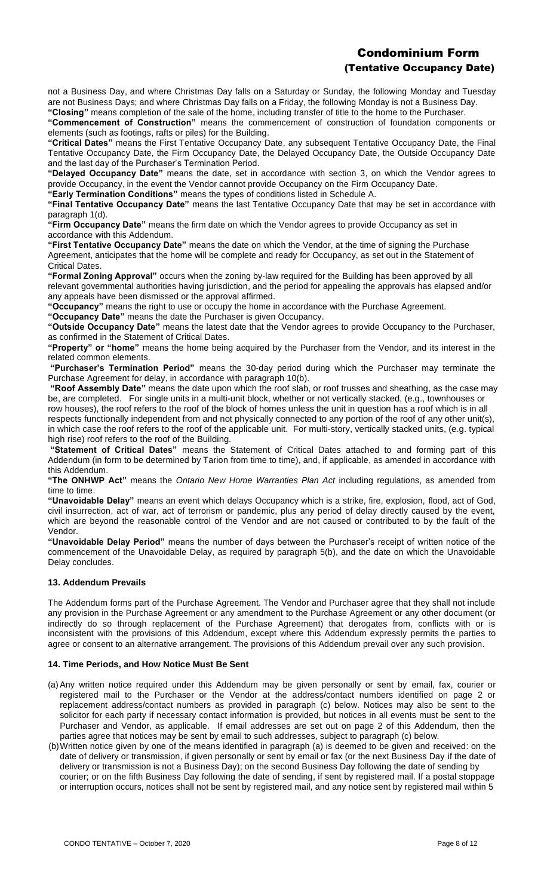not a Business Day, and where Christmas Day falls on a Saturday or Sunday, the following Monday and Tuesday are not Business Days; and where Christmas Day falls on a Friday, the following Monday is not a Business Day.

**"Closing"** means completion of the sale of the home, including transfer of title to the home to the Purchaser.

**"Commencement of Construction"** means the commencement of construction of foundation components or elements (such as footings, rafts or piles) for the Building.

**"Critical Dates"** means the First Tentative Occupancy Date, any subsequent Tentative Occupancy Date, the Final Tentative Occupancy Date, the Firm Occupancy Date, the Delayed Occupancy Date, the Outside Occupancy Date and the last day of the Purchaser's Termination Period.

**"Delayed Occupancy Date"** means the date, set in accordance with section 3, on which the Vendor agrees to provide Occupancy, in the event the Vendor cannot provide Occupancy on the Firm Occupancy Date.

**"Early Termination Conditions"** means the types of conditions listed in Schedule A.

**"Final Tentative Occupancy Date"** means the last Tentative Occupancy Date that may be set in accordance with paragraph 1(d).

**"Firm Occupancy Date"** means the firm date on which the Vendor agrees to provide Occupancy as set in accordance with this Addendum.

**"First Tentative Occupancy Date"** means the date on which the Vendor, at the time of signing the Purchase Agreement, anticipates that the home will be complete and ready for Occupancy, as set out in the Statement of Critical Dates.

**"Formal Zoning Approval"** occurs when the zoning by-law required for the Building has been approved by all relevant governmental authorities having jurisdiction, and the period for appealing the approvals has elapsed and/or any appeals have been dismissed or the approval affirmed.

**"Occupancy"** means the right to use or occupy the home in accordance with the Purchase Agreement.

**"Occupancy Date"** means the date the Purchaser is given Occupancy.

**"Outside Occupancy Date"** means the latest date that the Vendor agrees to provide Occupancy to the Purchaser, as confirmed in the Statement of Critical Dates.

**"Property" or "home"** means the home being acquired by the Purchaser from the Vendor, and its interest in the related common elements.

**"Purchaser's Termination Period"** means the 30-day period during which the Purchaser may terminate the Purchase Agreement for delay, in accordance with paragraph 10(b).

**"Roof Assembly Date"** means the date upon which the roof slab, or roof trusses and sheathing, as the case may be, are completed. For single units in a multi-unit block, whether or not vertically stacked, (e.g., townhouses or row houses), the roof refers to the roof of the block of homes unless the unit in question has a roof which is in all respects functionally independent from and not physically connected to any portion of the roof of any other unit(s), in which case the roof refers to the roof of the applicable unit. For multi-story, vertically stacked units, (e.g. typical high rise) roof refers to the roof of the Building.

**"Statement of Critical Dates"** means the Statement of Critical Dates attached to and forming part of this Addendum (in form to be determined by Tarion from time to time), and, if applicable, as amended in accordance with this Addendum.

**"The ONHWP Act"** means the *Ontario New Home Warranties Plan Act* including regulations, as amended from time to time.

**"Unavoidable Delay"** means an event which delays Occupancy which is a strike, fire, explosion, flood, act of God, civil insurrection, act of war, act of terrorism or pandemic, plus any period of delay directly caused by the event, which are beyond the reasonable control of the Vendor and are not caused or contributed to by the fault of the Vendor.

**"Unavoidable Delay Period"** means the number of days between the Purchaser's receipt of written notice of the commencement of the Unavoidable Delay, as required by paragraph 5(b), and the date on which the Unavoidable Delay concludes.

### 13. Addendum Prevails

The Addendum forms part of the Purchase Agreement. The Vendor and Purchaser agree that they shall not include any provision in the Purchase Agreement or any amendment to the Purchase Agreement or any other document (or indirectly do so through replacement of the Purchase Agreement) that derogates from, conflicts with or is inconsistent with the provisions of this Addendum, except where this Addendum expressly permits the parties to agree or consent to an alternative arrangement. The provisions of this Addendum prevail over any such provision.

### 14. Time Periods, and How Notice Must Be Sent

(a) Any written notice required under this Addendum may be given personally or sent by email, fax, courier or registered mail to the Purchaser or the Vendor at the address/contact numbers identified on page 2 or replacement address/contact numbers as provided in paragraph (c) below. Notices may also be sent to the solicitor for each party if necessary contact information is provided, but notices in all events must be sent to the Purchaser and Vendor, as applicable. If email addresses are set out on page 2 of this Addendum, then the parties agree that notices may be sent by email to such addresses, subject to paragraph (c) below.

(b) Written notice given by one of the means identified in paragraph (a) is deemed to be given and received: on the date of delivery or transmission, if given personally or sent by email or fax (or the next Business Day if the date of delivery or transmission is not a Business Day); on the second Business Day following the date of sending by courier; or on the fifth Business Day following the date of sending, if sent by registered mail. If a postal stoppage or interruption occurs, notices shall not be sent by registered mail, and any notice sent by registered mail within 5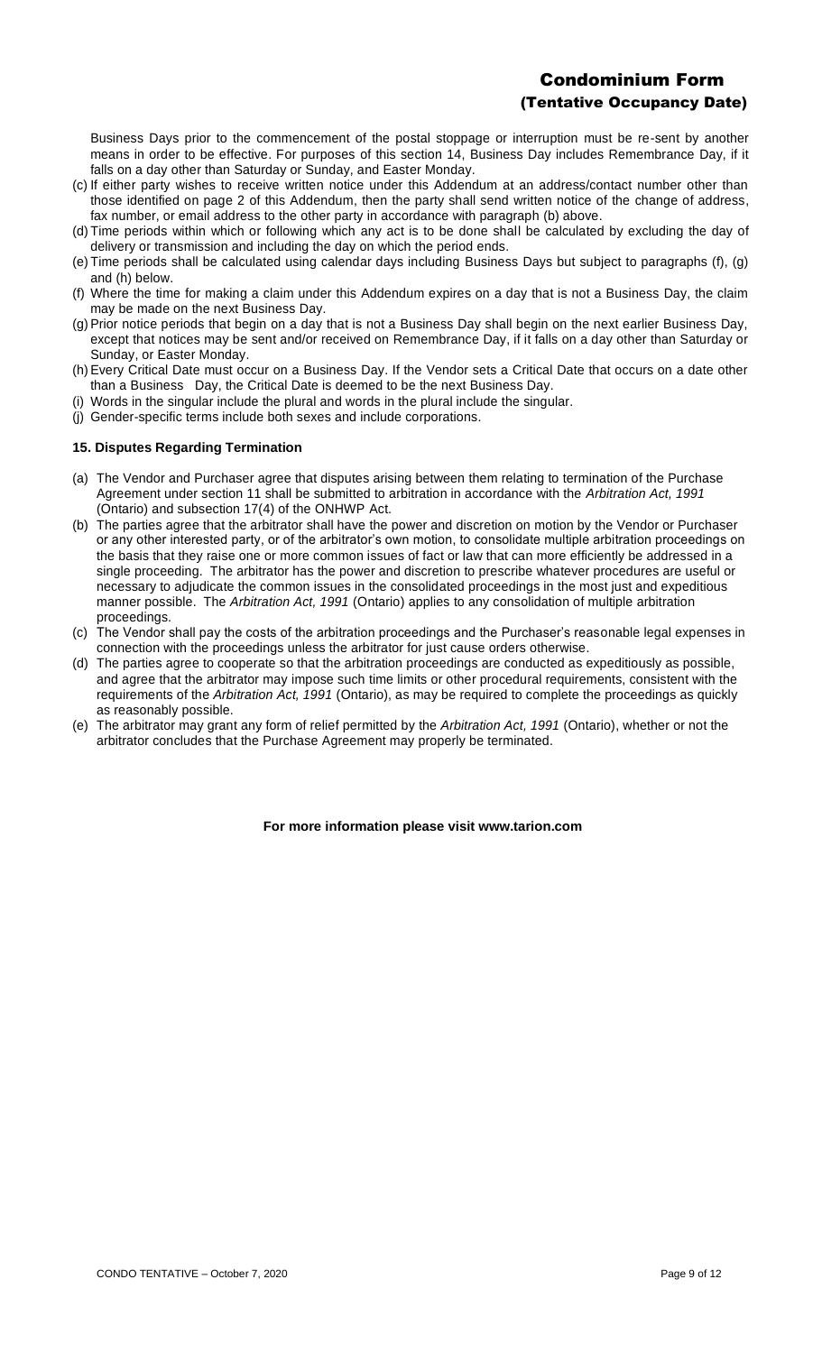Business Days prior to the commencement of the postal stoppage or interruption must be re-sent by another means in order to be effective. For purposes of this section 14, Business Day includes Remembrance Day, if it falls on a day other than Saturday or Sunday, and Easter Monday.

(c) If either party wishes to receive written notice under this Addendum at an address/contact number other than those identified on page 2 of this Addendum, then the party shall send written notice of the change of address, fax number, or email address to the other party in accordance with paragraph (b) above.

(d) Time periods within which or following which any act is to be done shall be calculated by excluding the day of delivery or transmission and including the day on which the period ends.

(e) Time periods shall be calculated using calendar days including Business Days but subject to paragraphs (f), (g) and (h) below.

(f) Where the time for making a claim under this Addendum expires on a day that is not a Business Day, the claim may be made on the next Business Day.

(g) Prior notice periods that begin on a day that is not a Business Day shall begin on the next earlier Business Day, except that notices may be sent and/or received on Remembrance Day, if it falls on a day other than Saturday or Sunday, or Easter Monday.

(h) Every Critical Date must occur on a Business Day. If the Vendor sets a Critical Date that occurs on a date other than a Business Day, the Critical Date is deemed to be the next Business Day.

(i) Words in the singular include the plural and words in the plural include the singular.

(j) Gender-specific terms include both sexes and include corporations.

**15. Disputes Regarding Termination**

(a) The Vendor and Purchaser agree that disputes arising between them relating to termination of the Purchase Agreement under section 11 shall be submitted to arbitration in accordance with the *Arbitration Act, 1991* (Ontario) and subsection 17(4) of the ONHWP Act.

(b) The parties agree that the arbitrator shall have the power and discretion on motion by the Vendor or Purchaser or any other interested party, or of the arbitrator's own motion, to consolidate multiple arbitration proceedings on the basis that they raise one or more common issues of fact or law that can more efficiently be addressed in a single proceeding. The arbitrator has the power and discretion to prescribe whatever procedures are useful or necessary to adjudicate the common issues in the consolidated proceedings in the most just and expeditious manner possible. The *Arbitration Act, 1991* (Ontario) applies to any consolidation of multiple arbitration proceedings.

(c) The Vendor shall pay the costs of the arbitration proceedings and the Purchaser's reasonable legal expenses in connection with the proceedings unless the arbitrator for just cause orders otherwise.

(d) The parties agree to cooperate so that the arbitration proceedings are conducted as expeditiously as possible, and agree that the arbitrator may impose such time limits or other procedural requirements, consistent with the requirements of the *Arbitration Act, 1991* (Ontario), as may be required to complete the proceedings as quickly as reasonably possible.

(e) The arbitrator may grant any form of relief permitted by the *Arbitration Act, 1991* (Ontario), whether or not the arbitrator concludes that the Purchase Agreement may properly be terminated.

**For more information please visit www.tarion.com**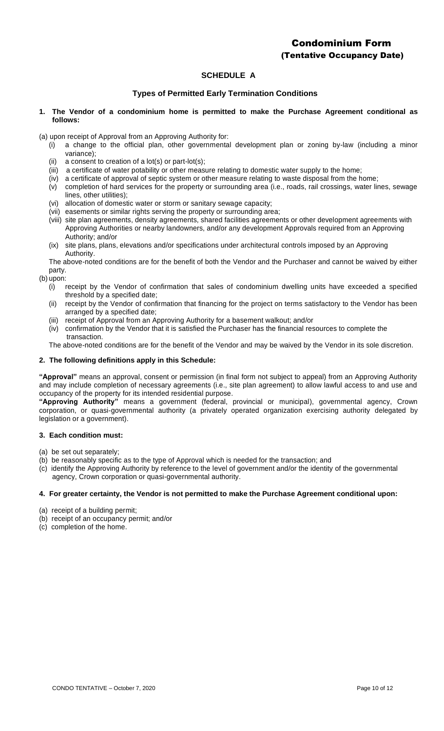# Condominium Form
## (Tentative Occupancy Date)

## SCHEDULE A

### Types of Permitted Early Termination Conditions

**1. The Vendor of a condominium home is permitted to make the Purchase Agreement conditional as follows:**

(a) upon receipt of Approval from an Approving Authority for:

- (i) a change to the official plan, other governmental development plan or zoning by-law (including a minor variance);
- (ii) a consent to creation of a lot(s) or part-lot(s);
- (iii) a certificate of water potability or other measure relating to domestic water supply to the home;
- (iv) a certificate of approval of septic system or other measure relating to waste disposal from the home;
- (v) completion of hard services for the property or surrounding area (i.e., roads, rail crossings, water lines, sewage lines, other utilities);
- (vi) allocation of domestic water or storm or sanitary sewage capacity;
- (vii) easements or similar rights serving the property or surrounding area;
- (viii) site plan agreements, density agreements, shared facilities agreements or other development agreements with Approving Authorities or nearby landowners, and/or any development Approvals required from an Approving Authority; and/or
- (ix) site plans, plans, elevations and/or specifications under architectural controls imposed by an Approving Authority.

The above-noted conditions are for the benefit of both the Vendor and the Purchaser and cannot be waived by either party.

(b) upon:

- (i) receipt by the Vendor of confirmation that sales of condominium dwelling units have exceeded a specified threshold by a specified date;
- (ii) receipt by the Vendor of confirmation that financing for the project on terms satisfactory to the Vendor has been arranged by a specified date;
- (iii) receipt of Approval from an Approving Authority for a basement walkout; and/or
- (iv) confirmation by the Vendor that it is satisfied the Purchaser has the financial resources to complete the transaction.

The above-noted conditions are for the benefit of the Vendor and may be waived by the Vendor in its sole discretion.

**2. The following definitions apply in this Schedule:**

**"Approval"** means an approval, consent or permission (in final form not subject to appeal) from an Approving Authority and may include completion of necessary agreements (i.e., site plan agreement) to allow lawful access to and use and occupancy of the property for its intended residential purpose.

**"Approving Authority"** means a government (federal, provincial or municipal), governmental agency, Crown corporation, or quasi-governmental authority (a privately operated organization exercising authority delegated by legislation or a government).

**3. Each condition must:**

(a) be set out separately;
(b) be reasonably specific as to the type of Approval which is needed for the transaction; and
(c) identify the Approving Authority by reference to the level of government and/or the identity of the governmental agency, Crown corporation or quasi-governmental authority.

**4. For greater certainty, the Vendor is not permitted to make the Purchase Agreement conditional upon:**

(a) receipt of a building permit;
(b) receipt of an occupancy permit; and/or
(c) completion of the home.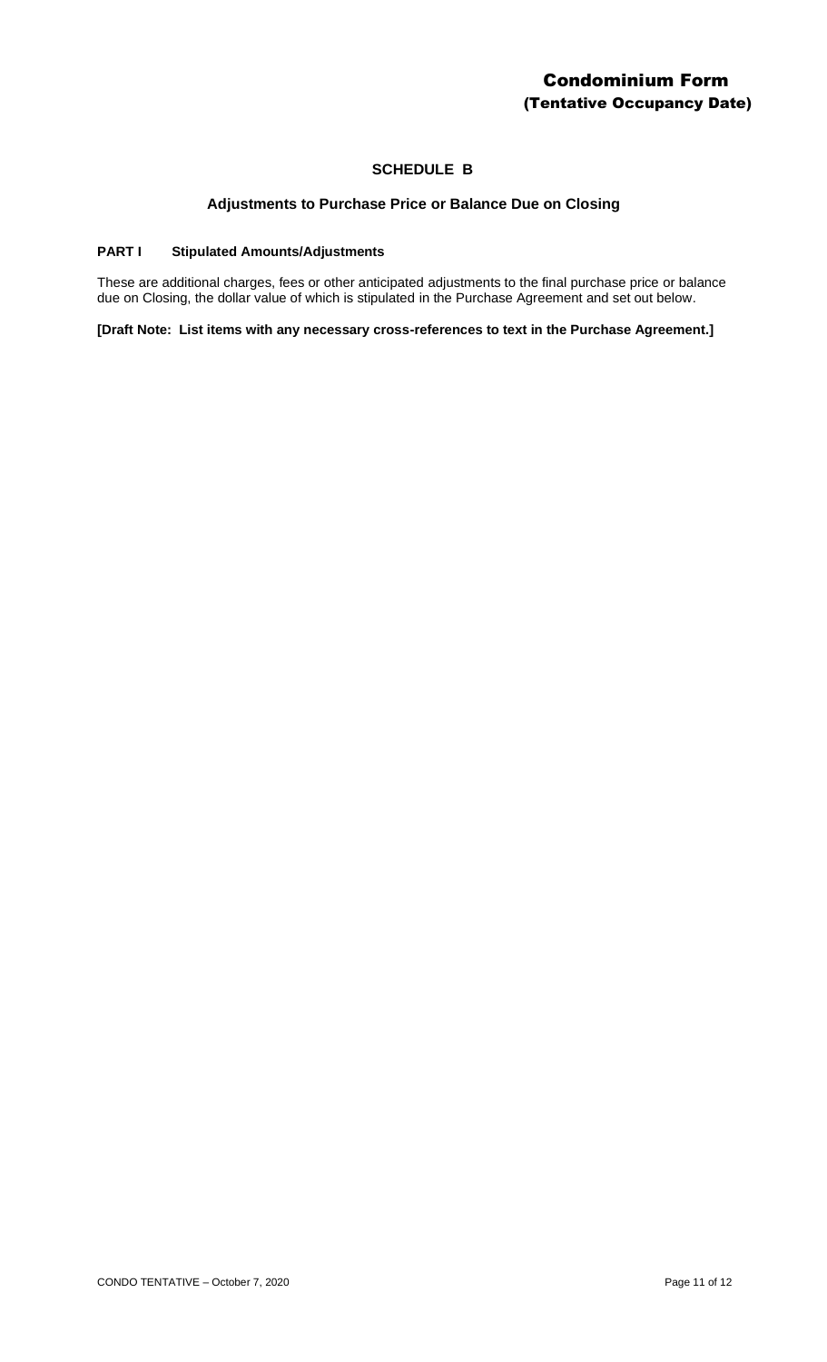# SCHEDULE B

## Adjustments to Purchase Price or Balance Due on Closing

**PART I Stipulated Amounts/Adjustments**

These are additional charges, fees or other anticipated adjustments to the final purchase price or balance due on Closing, the dollar value of which is stipulated in the Purchase Agreement and set out below.

**[Draft Note: List items with any necessary cross-references to text in the Purchase Agreement.]**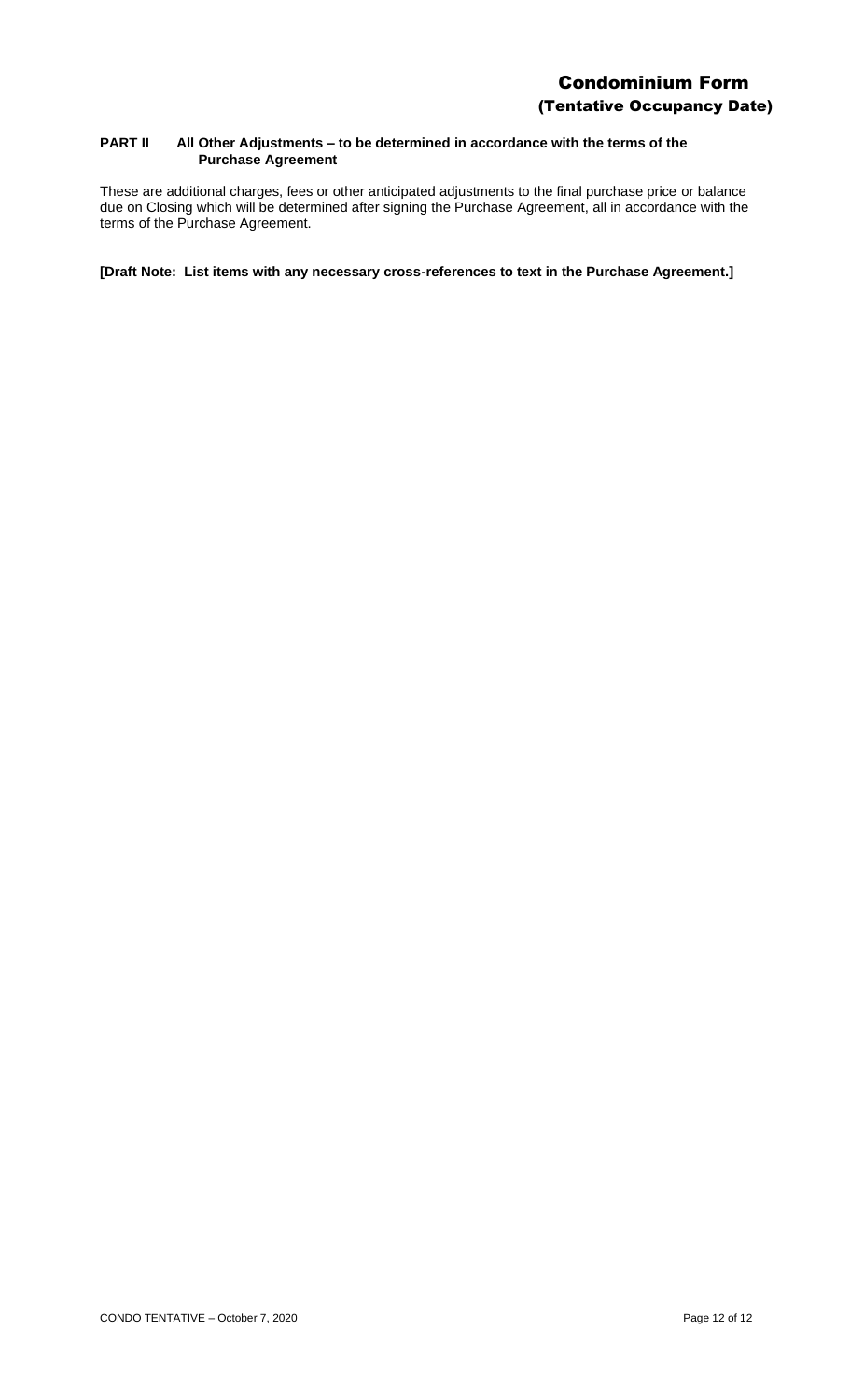**PART II All Other Adjustments – to be determined in accordance with the terms of the Purchase Agreement**

These are additional charges, fees or other anticipated adjustments to the final purchase price or balance due on Closing which will be determined after signing the Purchase Agreement, all in accordance with the terms of the Purchase Agreement.

**[Draft Note: List items with any necessary cross-references to text in the Purchase Agreement.]**